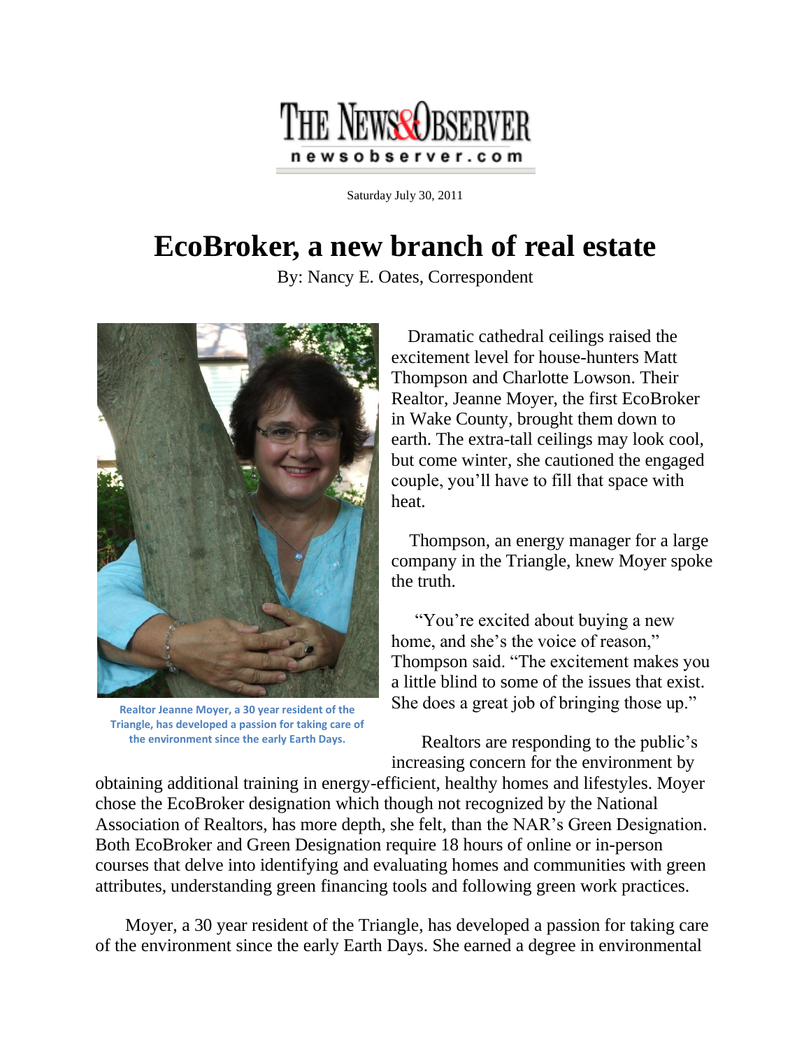THE NEWS&OBSERVER
newsobserver.com

Saturday July 30, 2011

# EcoBroker, a new branch of real estate

By: Nancy E. Oates, Correspondent

Realtor Jeanne Moyer, a 30 year resident of the Triangle, has developed a passion for taking care of the environment since the early Earth Days.

Dramatic cathedral ceilings raised the excitement level for house-hunters Matt Thompson and Charlotte Lowson. Their Realtor, Jeanne Moyer, the first EcoBroker in Wake County, brought them down to earth. The extra-tall ceilings may look cool, but come winter, she cautioned the engaged couple, you'll have to fill that space with heat.

Thompson, an energy manager for a large company in the Triangle, knew Moyer spoke the truth.

"You're excited about buying a new home, and she's the voice of reason," Thompson said. "The excitement makes you a little blind to some of the issues that exist. She does a great job of bringing those up."

Realtors are responding to the public's increasing concern for the environment by obtaining additional training in energy-efficient, healthy homes and lifestyles. Moyer chose the EcoBroker designation which though not recognized by the National Association of Realtors, has more depth, she felt, than the NAR's Green Designation. Both EcoBroker and Green Designation require 18 hours of online or in-person courses that delve into identifying and evaluating homes and communities with green attributes, understanding green financing tools and following green work practices.

Moyer, a 30 year resident of the Triangle, has developed a passion for taking care of the environment since the early Earth Days. She earned a degree in environmental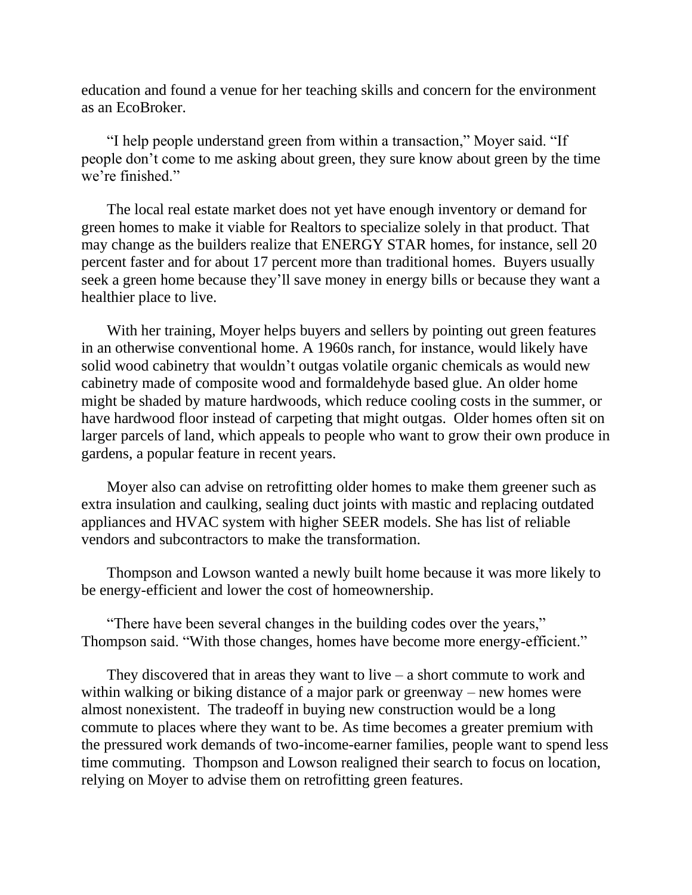education and found a venue for her teaching skills and concern for the environment as an EcoBroker.

"I help people understand green from within a transaction," Moyer said. "If people don't come to me asking about green, they sure know about green by the time we're finished."

The local real estate market does not yet have enough inventory or demand for green homes to make it viable for Realtors to specialize solely in that product. That may change as the builders realize that ENERGY STAR homes, for instance, sell 20 percent faster and for about 17 percent more than traditional homes. Buyers usually seek a green home because they'll save money in energy bills or because they want a healthier place to live.

With her training, Moyer helps buyers and sellers by pointing out green features in an otherwise conventional home. A 1960s ranch, for instance, would likely have solid wood cabinetry that wouldn't outgas volatile organic chemicals as would new cabinetry made of composite wood and formaldehyde based glue. An older home might be shaded by mature hardwoods, which reduce cooling costs in the summer, or have hardwood floor instead of carpeting that might outgas. Older homes often sit on larger parcels of land, which appeals to people who want to grow their own produce in gardens, a popular feature in recent years.

Moyer also can advise on retrofitting older homes to make them greener such as extra insulation and caulking, sealing duct joints with mastic and replacing outdated appliances and HVAC system with higher SEER models. She has list of reliable vendors and subcontractors to make the transformation.

Thompson and Lowson wanted a newly built home because it was more likely to be energy-efficient and lower the cost of homeownership.

"There have been several changes in the building codes over the years," Thompson said. "With those changes, homes have become more energy-efficient."

They discovered that in areas they want to live – a short commute to work and within walking or biking distance of a major park or greenway – new homes were almost nonexistent. The tradeoff in buying new construction would be a long commute to places where they want to be. As time becomes a greater premium with the pressured work demands of two-income-earner families, people want to spend less time commuting. Thompson and Lowson realigned their search to focus on location, relying on Moyer to advise them on retrofitting green features.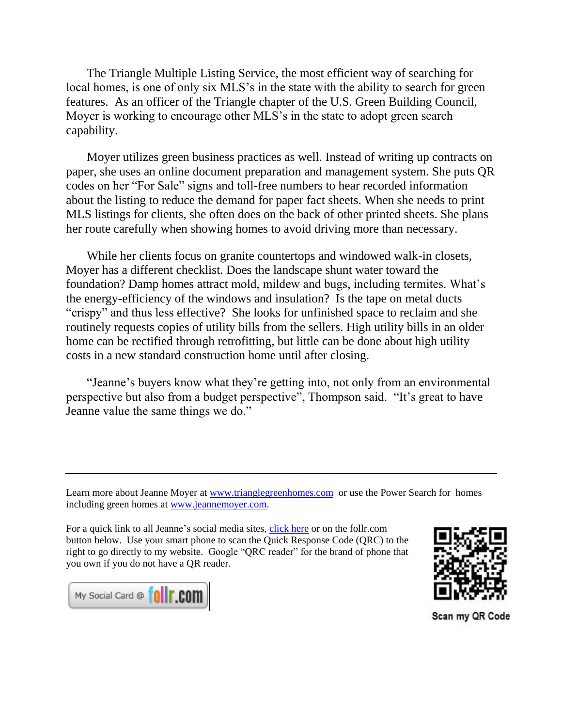The Triangle Multiple Listing Service, the most efficient way of searching for local homes, is one of only six MLS's in the state with the ability to search for green features. As an officer of the Triangle chapter of the U.S. Green Building Council, Moyer is working to encourage other MLS's in the state to adopt green search capability.

Moyer utilizes green business practices as well. Instead of writing up contracts on paper, she uses an online document preparation and management system. She puts QR codes on her "For Sale" signs and toll-free numbers to hear recorded information about the listing to reduce the demand for paper fact sheets. When she needs to print MLS listings for clients, she often does on the back of other printed sheets. She plans her route carefully when showing homes to avoid driving more than necessary.

While her clients focus on granite countertops and windowed walk-in closets, Moyer has a different checklist. Does the landscape shunt water toward the foundation? Damp homes attract mold, mildew and bugs, including termites. What's the energy-efficiency of the windows and insulation? Is the tape on metal ducts "crispy" and thus less effective? She looks for unfinished space to reclaim and she routinely requests copies of utility bills from the sellers. High utility bills in an older home can be rectified through retrofitting, but little can be done about high utility costs in a new standard construction home until after closing.

"Jeanne's buyers know what they're getting into, not only from an environmental perspective but also from a budget perspective", Thompson said. "It's great to have Jeanne value the same things we do."

---

Learn more about Jeanne Moyer at [www.trianglegreenhomes.com](http://www.trianglegreenhomes.com) or use the Power Search for homes including green homes at [www.jeannemoyer.com](http://www.jeannemoyer.com).

For a quick link to all Jeanne's social media sites, click here or on the follr.com button below. Use your smart phone to scan the Quick Response Code (QRC) to the right to go directly to my website. Google "QRC reader" for the brand of phone that you own if you do not have a QR reader.

My Social Card @ follr.com

Scan my QR Code